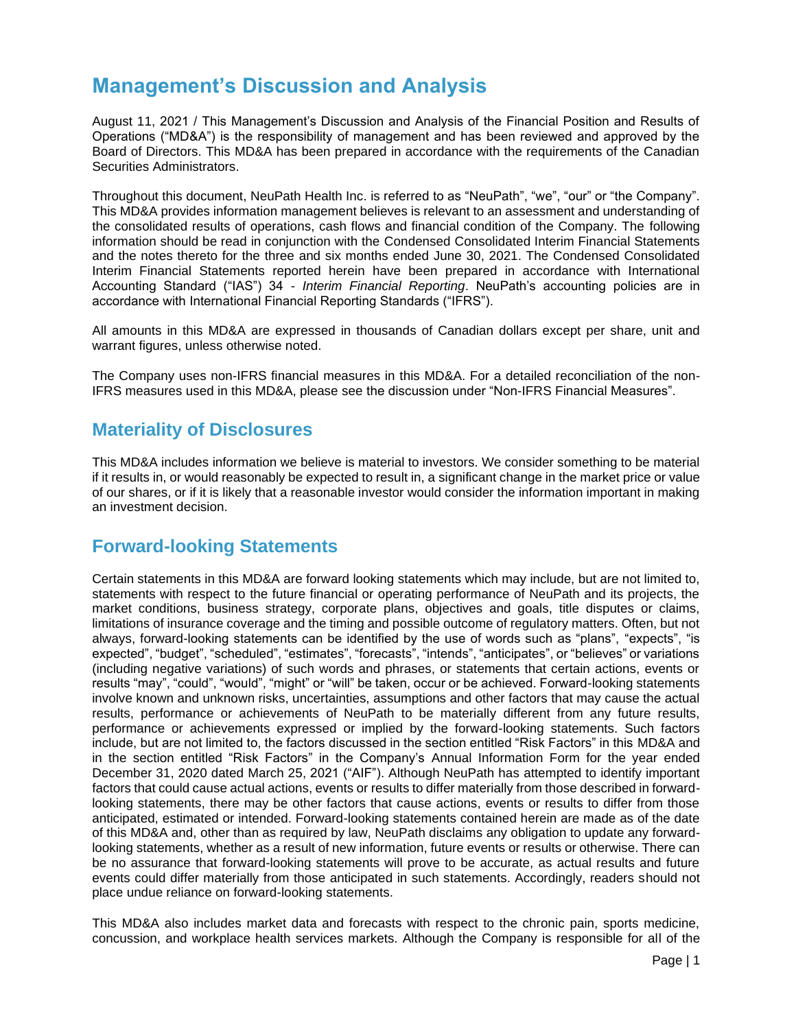# Management's Discussion and Analysis

August 11, 2021 / This Management's Discussion and Analysis of the Financial Position and Results of Operations ("MD&A") is the responsibility of management and has been reviewed and approved by the Board of Directors. This MD&A has been prepared in accordance with the requirements of the Canadian Securities Administrators.

Throughout this document, NeuPath Health Inc. is referred to as "NeuPath", "we", "our" or "the Company". This MD&A provides information management believes is relevant to an assessment and understanding of the consolidated results of operations, cash flows and financial condition of the Company. The following information should be read in conjunction with the Condensed Consolidated Interim Financial Statements and the notes thereto for the three and six months ended June 30, 2021. The Condensed Consolidated Interim Financial Statements reported herein have been prepared in accordance with International Accounting Standard ("IAS") 34 - *Interim Financial Reporting*. NeuPath's accounting policies are in accordance with International Financial Reporting Standards ("IFRS").

All amounts in this MD&A are expressed in thousands of Canadian dollars except per share, unit and warrant figures, unless otherwise noted.

The Company uses non-IFRS financial measures in this MD&A. For a detailed reconciliation of the non-IFRS measures used in this MD&A, please see the discussion under "Non-IFRS Financial Measures".

## Materiality of Disclosures

This MD&A includes information we believe is material to investors. We consider something to be material if it results in, or would reasonably be expected to result in, a significant change in the market price or value of our shares, or if it is likely that a reasonable investor would consider the information important in making an investment decision.

## Forward-looking Statements

Certain statements in this MD&A are forward looking statements which may include, but are not limited to, statements with respect to the future financial or operating performance of NeuPath and its projects, the market conditions, business strategy, corporate plans, objectives and goals, title disputes or claims, limitations of insurance coverage and the timing and possible outcome of regulatory matters. Often, but not always, forward-looking statements can be identified by the use of words such as "plans", "expects", "is expected", "budget", "scheduled", "estimates", "forecasts", "intends", "anticipates", or "believes" or variations (including negative variations) of such words and phrases, or statements that certain actions, events or results "may", "could", "would", "might" or "will" be taken, occur or be achieved. Forward-looking statements involve known and unknown risks, uncertainties, assumptions and other factors that may cause the actual results, performance or achievements of NeuPath to be materially different from any future results, performance or achievements expressed or implied by the forward-looking statements. Such factors include, but are not limited to, the factors discussed in the section entitled "Risk Factors" in this MD&A and in the section entitled "Risk Factors" in the Company's Annual Information Form for the year ended December 31, 2020 dated March 25, 2021 ("AIF"). Although NeuPath has attempted to identify important factors that could cause actual actions, events or results to differ materially from those described in forward-looking statements, there may be other factors that cause actions, events or results to differ from those anticipated, estimated or intended. Forward-looking statements contained herein are made as of the date of this MD&A and, other than as required by law, NeuPath disclaims any obligation to update any forward-looking statements, whether as a result of new information, future events or results or otherwise. There can be no assurance that forward-looking statements will prove to be accurate, as actual results and future events could differ materially from those anticipated in such statements. Accordingly, readers should not place undue reliance on forward-looking statements.

This MD&A also includes market data and forecasts with respect to the chronic pain, sports medicine, concussion, and workplace health services markets. Although the Company is responsible for all of the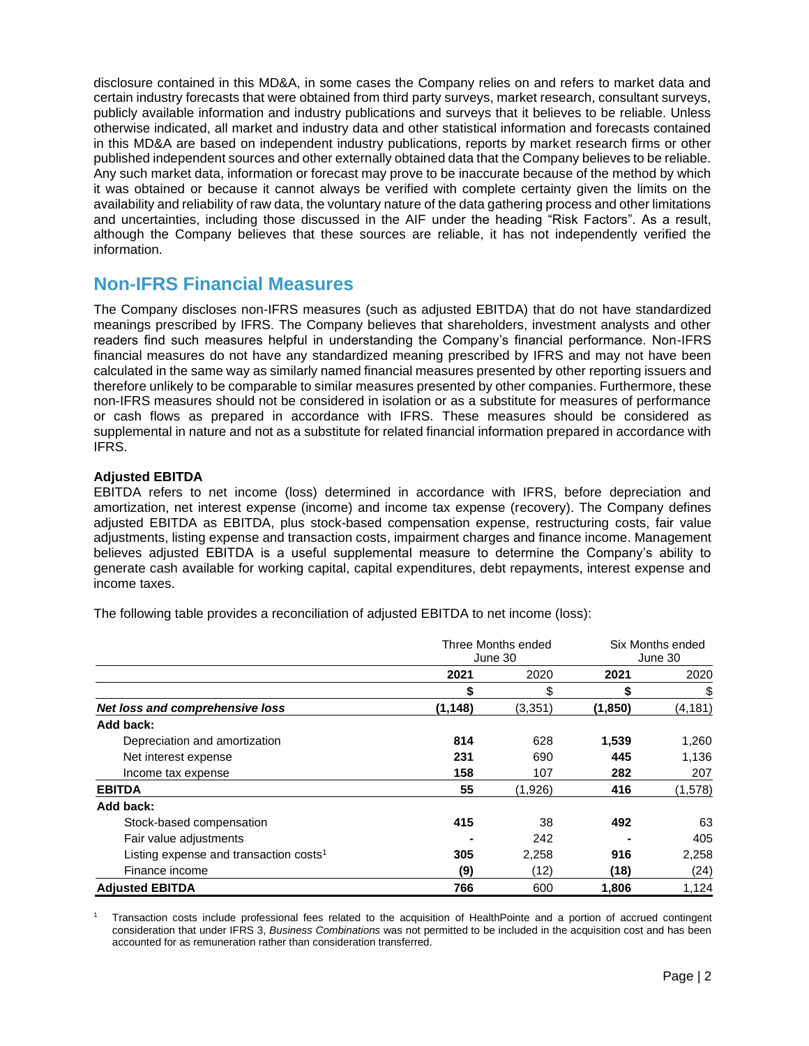disclosure contained in this MD&A, in some cases the Company relies on and refers to market data and certain industry forecasts that were obtained from third party surveys, market research, consultant surveys, publicly available information and industry publications and surveys that it believes to be reliable. Unless otherwise indicated, all market and industry data and other statistical information and forecasts contained in this MD&A are based on independent industry publications, reports by market research firms or other published independent sources and other externally obtained data that the Company believes to be reliable. Any such market data, information or forecast may prove to be inaccurate because of the method by which it was obtained or because it cannot always be verified with complete certainty given the limits on the availability and reliability of raw data, the voluntary nature of the data gathering process and other limitations and uncertainties, including those discussed in the AIF under the heading "Risk Factors". As a result, although the Company believes that these sources are reliable, it has not independently verified the information.

## Non-IFRS Financial Measures

The Company discloses non-IFRS measures (such as adjusted EBITDA) that do not have standardized meanings prescribed by IFRS. The Company believes that shareholders, investment analysts and other readers find such measures helpful in understanding the Company's financial performance. Non-IFRS financial measures do not have any standardized meaning prescribed by IFRS and may not have been calculated in the same way as similarly named financial measures presented by other reporting issuers and therefore unlikely to be comparable to similar measures presented by other companies. Furthermore, these non-IFRS measures should not be considered in isolation or as a substitute for measures of performance or cash flows as prepared in accordance with IFRS. These measures should be considered as supplemental in nature and not as a substitute for related financial information prepared in accordance with IFRS.

**Adjusted EBITDA**

EBITDA refers to net income (loss) determined in accordance with IFRS, before depreciation and amortization, net interest expense (income) and income tax expense (recovery). The Company defines adjusted EBITDA as EBITDA, plus stock-based compensation expense, restructuring costs, fair value adjustments, listing expense and transaction costs, impairment charges and finance income. Management believes adjusted EBITDA is a useful supplemental measure to determine the Company's ability to generate cash available for working capital, capital expenditures, debt repayments, interest expense and income taxes.

The following table provides a reconciliation of adjusted EBITDA to net income (loss):

| | Three Months ended June 30 | | Six Months ended June 30 | |
|---|---|---|---|---|
| | **2021** | 2020 | **2021** | 2020 |
| | **$** | $ | **$** | $ |
| ***Net loss and comprehensive loss*** | **(1,148)** | (3,351) | **(1,850)** | (4,181) |
| **Add back:** | | | | |
| Depreciation and amortization | **814** | 628 | **1,539** | 1,260 |
| Net interest expense | **231** | 690 | **445** | 1,136 |
| Income tax expense | **158** | 107 | **282** | 207 |
| **EBITDA** | **55** | (1,926) | **416** | (1,578) |
| **Add back:** | | | | |
| Stock-based compensation | **415** | 38 | **492** | 63 |
| Fair value adjustments | **-** | 242 | **-** | 405 |
| Listing expense and transaction costs[1] | **305** | 2,258 | **916** | 2,258 |
| Finance income | **(9)** | (12) | **(18)** | (24) |
| **Adjusted EBITDA** | **766** | 600 | **1,806** | 1,124 |

[1] Transaction costs include professional fees related to the acquisition of HealthPointe and a portion of accrued contingent consideration that under IFRS 3, *Business Combinations* was not permitted to be included in the acquisition cost and has been accounted for as remuneration rather than consideration transferred.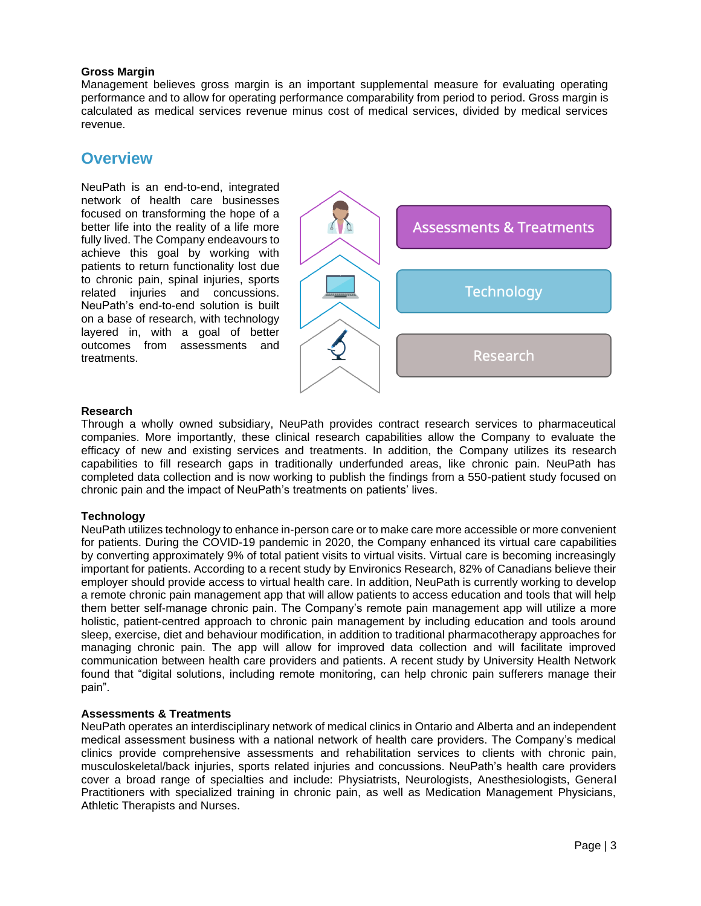**Gross Margin**

Management believes gross margin is an important supplemental measure for evaluating operating performance and to allow for operating performance comparability from period to period. Gross margin is calculated as medical services revenue minus cost of medical services, divided by medical services revenue.

## Overview

NeuPath is an end-to-end, integrated network of health care businesses focused on transforming the hope of a better life into the reality of a life more fully lived. The Company endeavours to achieve this goal by working with patients to return functionality lost due to chronic pain, spinal injuries, sports related injuries and concussions. NeuPath's end-to-end solution is built on a base of research, with technology layered in, with a goal of better outcomes from assessments and treatments.

Assessments & Treatments

Technology

Research

**Research**

Through a wholly owned subsidiary, NeuPath provides contract research services to pharmaceutical companies. More importantly, these clinical research capabilities allow the Company to evaluate the efficacy of new and existing services and treatments. In addition, the Company utilizes its research capabilities to fill research gaps in traditionally underfunded areas, like chronic pain. NeuPath has completed data collection and is now working to publish the findings from a 550-patient study focused on chronic pain and the impact of NeuPath's treatments on patients' lives.

**Technology**

NeuPath utilizes technology to enhance in-person care or to make care more accessible or more convenient for patients. During the COVID-19 pandemic in 2020, the Company enhanced its virtual care capabilities by converting approximately 9% of total patient visits to virtual visits. Virtual care is becoming increasingly important for patients. According to a recent study by Environics Research, 82% of Canadians believe their employer should provide access to virtual health care. In addition, NeuPath is currently working to develop a remote chronic pain management app that will allow patients to access education and tools that will help them better self-manage chronic pain. The Company's remote pain management app will utilize a more holistic, patient-centred approach to chronic pain management by including education and tools around sleep, exercise, diet and behaviour modification, in addition to traditional pharmacotherapy approaches for managing chronic pain. The app will allow for improved data collection and will facilitate improved communication between health care providers and patients. A recent study by University Health Network found that "digital solutions, including remote monitoring, can help chronic pain sufferers manage their pain".

**Assessments & Treatments**

NeuPath operates an interdisciplinary network of medical clinics in Ontario and Alberta and an independent medical assessment business with a national network of health care providers. The Company's medical clinics provide comprehensive assessments and rehabilitation services to clients with chronic pain, musculoskeletal/back injuries, sports related injuries and concussions. NeuPath's health care providers cover a broad range of specialties and include: Physiatrists, Neurologists, Anesthesiologists, General Practitioners with specialized training in chronic pain, as well as Medication Management Physicians, Athletic Therapists and Nurses.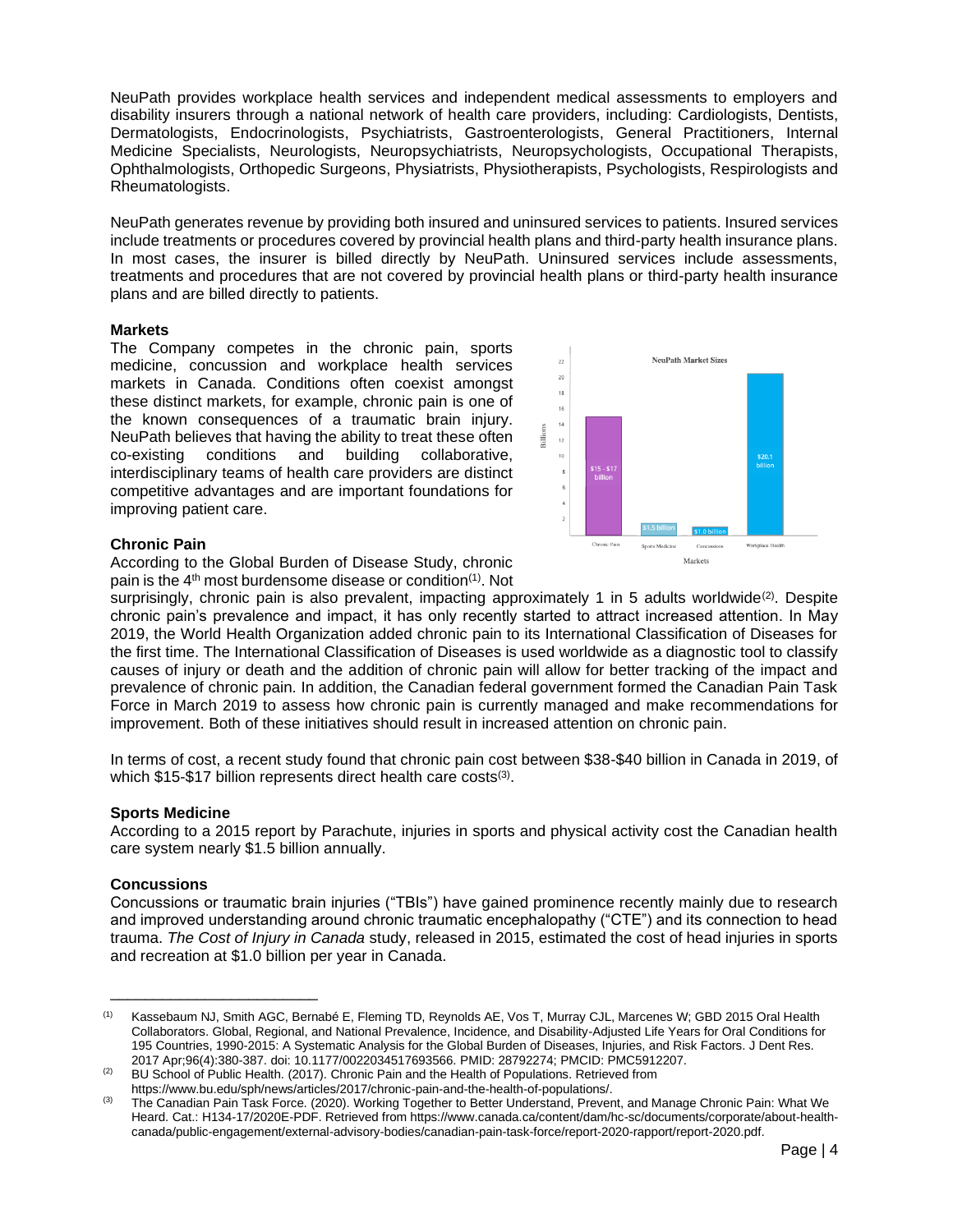NeuPath provides workplace health services and independent medical assessments to employers and disability insurers through a national network of health care providers, including: Cardiologists, Dentists, Dermatologists, Endocrinologists, Psychiatrists, Gastroenterologists, General Practitioners, Internal Medicine Specialists, Neurologists, Neuropsychiatrists, Neuropsychologists, Occupational Therapists, Ophthalmologists, Orthopedic Surgeons, Physiatrists, Physiotherapists, Psychologists, Respirologists and Rheumatologists.

NeuPath generates revenue by providing both insured and uninsured services to patients. Insured services include treatments or procedures covered by provincial health plans and third-party health insurance plans. In most cases, the insurer is billed directly by NeuPath. Uninsured services include assessments, treatments and procedures that are not covered by provincial health plans or third-party health insurance plans and are billed directly to patients.

**Markets**

The Company competes in the chronic pain, sports medicine, concussion and workplace health services markets in Canada. Conditions often coexist amongst these distinct markets, for example, chronic pain is one of the known consequences of a traumatic brain injury. NeuPath believes that having the ability to treat these often co-existing conditions and building collaborative, interdisciplinary teams of health care providers are distinct competitive advantages and are important foundations for improving patient care.

**Chronic Pain**

According to the Global Burden of Disease Study, chronic pain is the 4th most burdensome disease or condition[1]. Not surprisingly, chronic pain is also prevalent, impacting approximately 1 in 5 adults worldwide[2]. Despite chronic pain's prevalence and impact, it has only recently started to attract increased attention. In May 2019, the World Health Organization added chronic pain to its International Classification of Diseases for the first time. The International Classification of Diseases is used worldwide as a diagnostic tool to classify causes of injury or death and the addition of chronic pain will allow for better tracking of the impact and prevalence of chronic pain. In addition, the Canadian federal government formed the Canadian Pain Task Force in March 2019 to assess how chronic pain is currently managed and make recommendations for improvement. Both of these initiatives should result in increased attention on chronic pain.

In terms of cost, a recent study found that chronic pain cost between \$38-\$40 billion in Canada in 2019, of which \$15-\$17 billion represents direct health care costs[3].

**Sports Medicine**

According to a 2015 report by Parachute, injuries in sports and physical activity cost the Canadian health care system nearly \$1.5 billion annually.

**Concussions**

Concussions or traumatic brain injuries ("TBIs") have gained prominence recently mainly due to research and improved understanding around chronic traumatic encephalopathy ("CTE") and its connection to head trauma. *The Cost of Injury in Canada* study, released in 2015, estimated the cost of head injuries in sports and recreation at \$1.0 billion per year in Canada.

---

[1] Kassebaum NJ, Smith AGC, Bernabé E, Fleming TD, Reynolds AE, Vos T, Murray CJL, Marcenes W; GBD 2015 Oral Health Collaborators. Global, Regional, and National Prevalence, Incidence, and Disability-Adjusted Life Years for Oral Conditions for 195 Countries, 1990-2015: A Systematic Analysis for the Global Burden of Diseases, Injuries, and Risk Factors. J Dent Res. 2017 Apr;96(4):380-387. doi: 10.1177/0022034517693566. PMID: 28792274; PMCID: PMC5912207.

[2] BU School of Public Health. (2017). Chronic Pain and the Health of Populations. Retrieved from https://www.bu.edu/sph/news/articles/2017/chronic-pain-and-the-health-of-populations/.

[3] The Canadian Pain Task Force. (2020). Working Together to Better Understand, Prevent, and Manage Chronic Pain: What We Heard. Cat.: H134-17/2020E-PDF. Retrieved from https://www.canada.ca/content/dam/hc-sc/documents/corporate/about-health-canada/public-engagement/external-advisory-bodies/canadian-pain-task-force/report-2020-rapport/report-2020.pdf.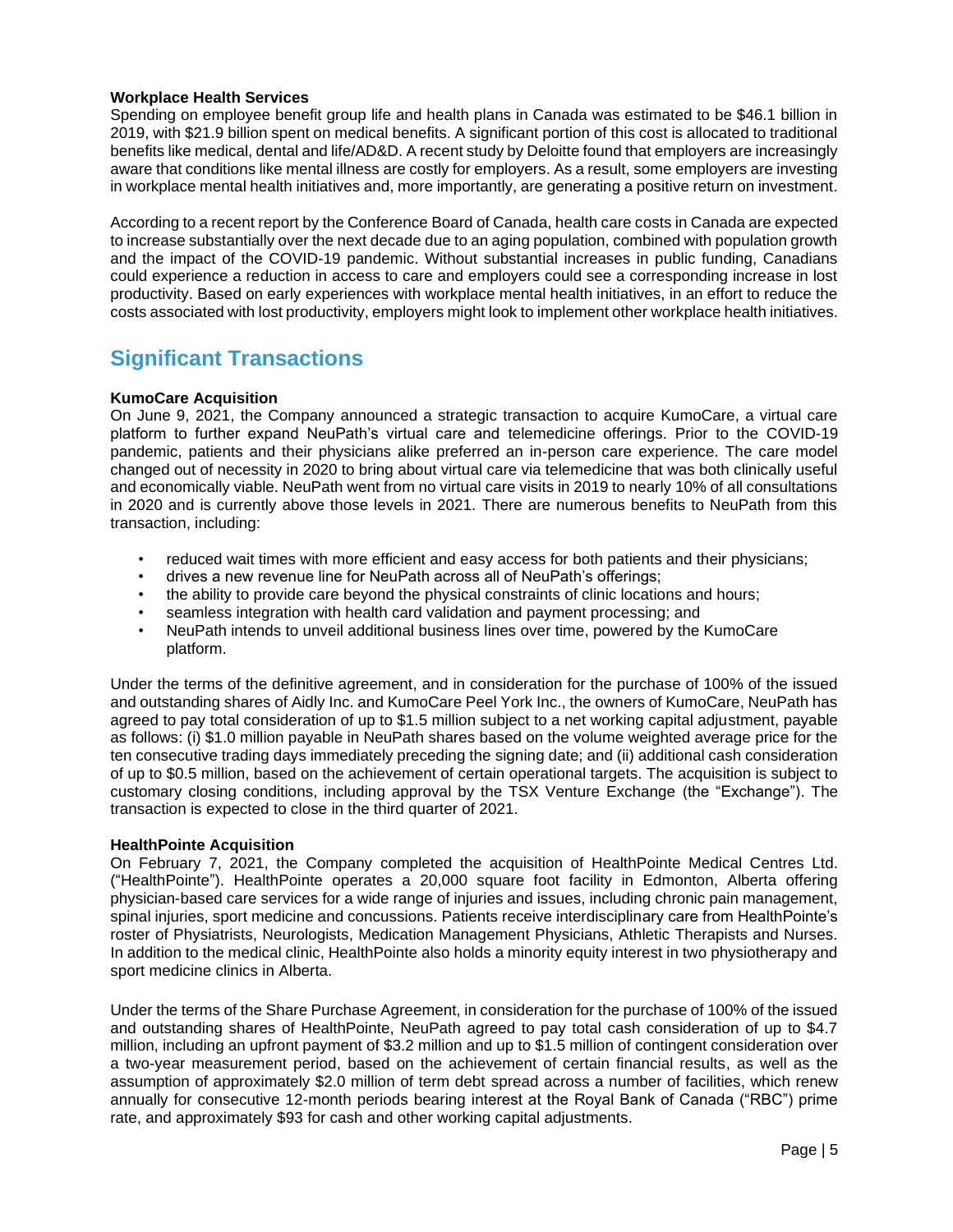### Workplace Health Services

Spending on employee benefit group life and health plans in Canada was estimated to be $46.1 billion in 2019, with $21.9 billion spent on medical benefits. A significant portion of this cost is allocated to traditional benefits like medical, dental and life/AD&D. A recent study by Deloitte found that employers are increasingly aware that conditions like mental illness are costly for employers. As a result, some employers are investing in workplace mental health initiatives and, more importantly, are generating a positive return on investment.

According to a recent report by the Conference Board of Canada, health care costs in Canada are expected to increase substantially over the next decade due to an aging population, combined with population growth and the impact of the COVID-19 pandemic. Without substantial increases in public funding, Canadians could experience a reduction in access to care and employers could see a corresponding increase in lost productivity. Based on early experiences with workplace mental health initiatives, in an effort to reduce the costs associated with lost productivity, employers might look to implement other workplace health initiatives.

## Significant Transactions

### KumoCare Acquisition

On June 9, 2021, the Company announced a strategic transaction to acquire KumoCare, a virtual care platform to further expand NeuPath's virtual care and telemedicine offerings. Prior to the COVID-19 pandemic, patients and their physicians alike preferred an in-person care experience. The care model changed out of necessity in 2020 to bring about virtual care via telemedicine that was both clinically useful and economically viable. NeuPath went from no virtual care visits in 2019 to nearly 10% of all consultations in 2020 and is currently above those levels in 2021. There are numerous benefits to NeuPath from this transaction, including:

- reduced wait times with more efficient and easy access for both patients and their physicians;
- drives a new revenue line for NeuPath across all of NeuPath's offerings;
- the ability to provide care beyond the physical constraints of clinic locations and hours;
- seamless integration with health card validation and payment processing; and
- NeuPath intends to unveil additional business lines over time, powered by the KumoCare platform.

Under the terms of the definitive agreement, and in consideration for the purchase of 100% of the issued and outstanding shares of Aidly Inc. and KumoCare Peel York Inc., the owners of KumoCare, NeuPath has agreed to pay total consideration of up to $1.5 million subject to a net working capital adjustment, payable as follows: (i) $1.0 million payable in NeuPath shares based on the volume weighted average price for the ten consecutive trading days immediately preceding the signing date; and (ii) additional cash consideration of up to $0.5 million, based on the achievement of certain operational targets. The acquisition is subject to customary closing conditions, including approval by the TSX Venture Exchange (the "Exchange"). The transaction is expected to close in the third quarter of 2021.

### HealthPointe Acquisition

On February 7, 2021, the Company completed the acquisition of HealthPointe Medical Centres Ltd. ("HealthPointe"). HealthPointe operates a 20,000 square foot facility in Edmonton, Alberta offering physician-based care services for a wide range of injuries and issues, including chronic pain management, spinal injuries, sport medicine and concussions. Patients receive interdisciplinary care from HealthPointe's roster of Physiatrists, Neurologists, Medication Management Physicians, Athletic Therapists and Nurses. In addition to the medical clinic, HealthPointe also holds a minority equity interest in two physiotherapy and sport medicine clinics in Alberta.

Under the terms of the Share Purchase Agreement, in consideration for the purchase of 100% of the issued and outstanding shares of HealthPointe, NeuPath agreed to pay total cash consideration of up to $4.7 million, including an upfront payment of $3.2 million and up to $1.5 million of contingent consideration over a two-year measurement period, based on the achievement of certain financial results, as well as the assumption of approximately $2.0 million of term debt spread across a number of facilities, which renew annually for consecutive 12-month periods bearing interest at the Royal Bank of Canada ("RBC") prime rate, and approximately $93 for cash and other working capital adjustments.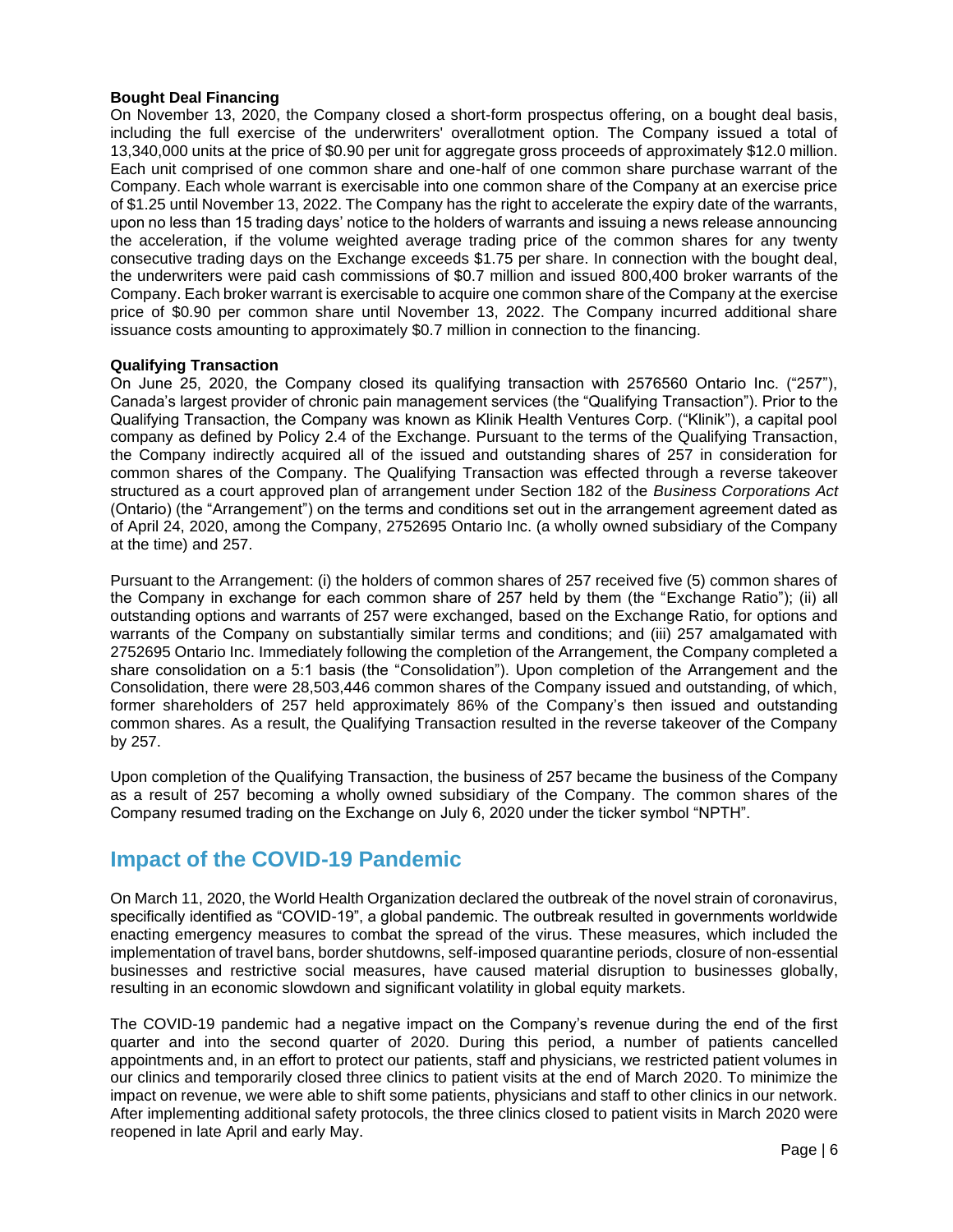**Bought Deal Financing**

On November 13, 2020, the Company closed a short-form prospectus offering, on a bought deal basis, including the full exercise of the underwriters' overallotment option. The Company issued a total of 13,340,000 units at the price of $0.90 per unit for aggregate gross proceeds of approximately $12.0 million. Each unit comprised of one common share and one-half of one common share purchase warrant of the Company. Each whole warrant is exercisable into one common share of the Company at an exercise price of $1.25 until November 13, 2022. The Company has the right to accelerate the expiry date of the warrants, upon no less than 15 trading days' notice to the holders of warrants and issuing a news release announcing the acceleration, if the volume weighted average trading price of the common shares for any twenty consecutive trading days on the Exchange exceeds $1.75 per share. In connection with the bought deal, the underwriters were paid cash commissions of $0.7 million and issued 800,400 broker warrants of the Company. Each broker warrant is exercisable to acquire one common share of the Company at the exercise price of $0.90 per common share until November 13, 2022. The Company incurred additional share issuance costs amounting to approximately $0.7 million in connection to the financing.

**Qualifying Transaction**

On June 25, 2020, the Company closed its qualifying transaction with 2576560 Ontario Inc. ("257"), Canada's largest provider of chronic pain management services (the "Qualifying Transaction"). Prior to the Qualifying Transaction, the Company was known as Klinik Health Ventures Corp. ("Klinik"), a capital pool company as defined by Policy 2.4 of the Exchange. Pursuant to the terms of the Qualifying Transaction, the Company indirectly acquired all of the issued and outstanding shares of 257 in consideration for common shares of the Company. The Qualifying Transaction was effected through a reverse takeover structured as a court approved plan of arrangement under Section 182 of the *Business Corporations Act* (Ontario) (the "Arrangement") on the terms and conditions set out in the arrangement agreement dated as of April 24, 2020, among the Company, 2752695 Ontario Inc. (a wholly owned subsidiary of the Company at the time) and 257.

Pursuant to the Arrangement: (i) the holders of common shares of 257 received five (5) common shares of the Company in exchange for each common share of 257 held by them (the "Exchange Ratio"); (ii) all outstanding options and warrants of 257 were exchanged, based on the Exchange Ratio, for options and warrants of the Company on substantially similar terms and conditions; and (iii) 257 amalgamated with 2752695 Ontario Inc. Immediately following the completion of the Arrangement, the Company completed a share consolidation on a 5:1 basis (the "Consolidation"). Upon completion of the Arrangement and the Consolidation, there were 28,503,446 common shares of the Company issued and outstanding, of which, former shareholders of 257 held approximately 86% of the Company's then issued and outstanding common shares. As a result, the Qualifying Transaction resulted in the reverse takeover of the Company by 257.

Upon completion of the Qualifying Transaction, the business of 257 became the business of the Company as a result of 257 becoming a wholly owned subsidiary of the Company. The common shares of the Company resumed trading on the Exchange on July 6, 2020 under the ticker symbol "NPTH".

## Impact of the COVID-19 Pandemic

On March 11, 2020, the World Health Organization declared the outbreak of the novel strain of coronavirus, specifically identified as "COVID-19", a global pandemic. The outbreak resulted in governments worldwide enacting emergency measures to combat the spread of the virus. These measures, which included the implementation of travel bans, border shutdowns, self-imposed quarantine periods, closure of non-essential businesses and restrictive social measures, have caused material disruption to businesses globally, resulting in an economic slowdown and significant volatility in global equity markets.

The COVID-19 pandemic had a negative impact on the Company's revenue during the end of the first quarter and into the second quarter of 2020. During this period, a number of patients cancelled appointments and, in an effort to protect our patients, staff and physicians, we restricted patient volumes in our clinics and temporarily closed three clinics to patient visits at the end of March 2020. To minimize the impact on revenue, we were able to shift some patients, physicians and staff to other clinics in our network. After implementing additional safety protocols, the three clinics closed to patient visits in March 2020 were reopened in late April and early May.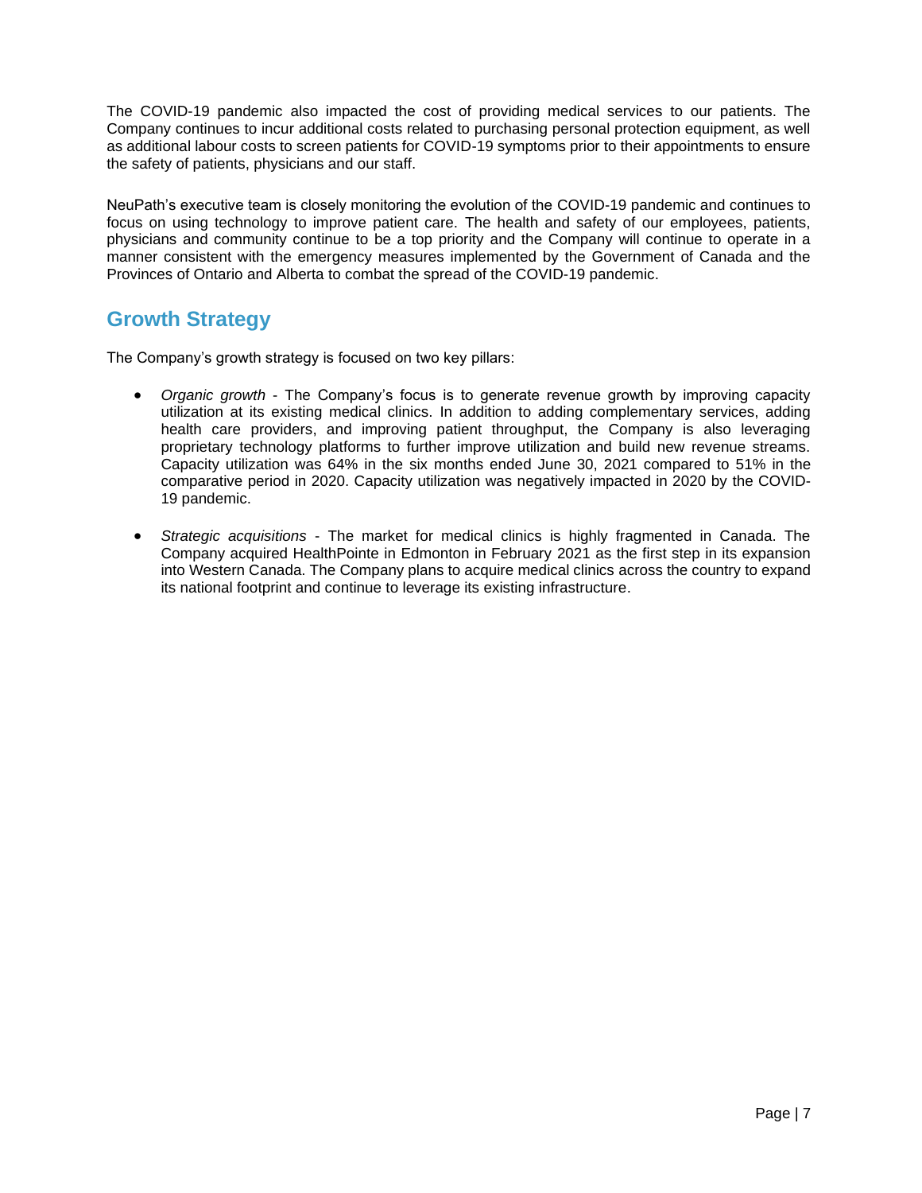The COVID-19 pandemic also impacted the cost of providing medical services to our patients. The Company continues to incur additional costs related to purchasing personal protection equipment, as well as additional labour costs to screen patients for COVID-19 symptoms prior to their appointments to ensure the safety of patients, physicians and our staff.

NeuPath's executive team is closely monitoring the evolution of the COVID-19 pandemic and continues to focus on using technology to improve patient care. The health and safety of our employees, patients, physicians and community continue to be a top priority and the Company will continue to operate in a manner consistent with the emergency measures implemented by the Government of Canada and the Provinces of Ontario and Alberta to combat the spread of the COVID-19 pandemic.

## Growth Strategy

The Company's growth strategy is focused on two key pillars:

- *Organic growth* - The Company's focus is to generate revenue growth by improving capacity utilization at its existing medical clinics. In addition to adding complementary services, adding health care providers, and improving patient throughput, the Company is also leveraging proprietary technology platforms to further improve utilization and build new revenue streams. Capacity utilization was 64% in the six months ended June 30, 2021 compared to 51% in the comparative period in 2020. Capacity utilization was negatively impacted in 2020 by the COVID-19 pandemic.

- *Strategic acquisitions* - The market for medical clinics is highly fragmented in Canada. The Company acquired HealthPointe in Edmonton in February 2021 as the first step in its expansion into Western Canada. The Company plans to acquire medical clinics across the country to expand its national footprint and continue to leverage its existing infrastructure.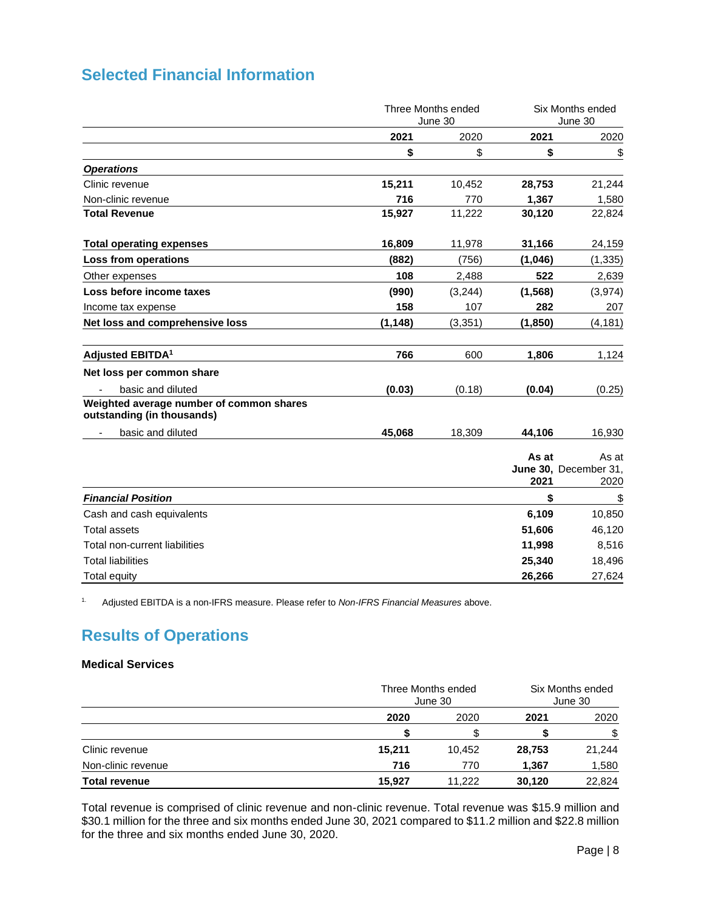## Selected Financial Information

| | Three Months ended June 30 | | Six Months ended June 30 | |
|---|---|---|---|---|
| | **2021** | 2020 | **2021** | 2020 |
| | **$** | $ | **$** | $ |
| ***Operations*** | | | | |
| Clinic revenue | **15,211** | 10,452 | **28,753** | 21,244 |
| Non-clinic revenue | **716** | 770 | **1,367** | 1,580 |
| **Total Revenue** | **15,927** | 11,222 | **30,120** | 22,824 |
| | | | | |
| **Total operating expenses** | **16,809** | 11,978 | **31,166** | 24,159 |
| **Loss from operations** | **(882)** | (756) | **(1,046)** | (1,335) |
| Other expenses | **108** | 2,488 | **522** | 2,639 |
| **Loss before income taxes** | **(990)** | (3,244) | **(1,568)** | (3,974) |
| Income tax expense | **158** | 107 | **282** | 207 |
| **Net loss and comprehensive loss** | **(1,148)** | (3,351) | **(1,850)** | (4,181) |
| | | | | |
| **Adjusted EBITDA[1]** | **766** | 600 | **1,806** | 1,124 |
| **Net loss per common share** | | | | |
| - basic and diluted | **(0.03)** | (0.18) | **(0.04)** | (0.25) |
| **Weighted average number of common shares outstanding (in thousands)** | | | | |
| - basic and diluted | **45,068** | 18,309 | **44,106** | 16,930 |

| | **As at June 30, 2021** | As at December 31, 2020 |
|---|---|---|
| ***Financial Position*** | **$** | $ |
| Cash and cash equivalents | **6,109** | 10,850 |
| Total assets | **51,606** | 46,120 |
| Total non-current liabilities | **11,998** | 8,516 |
| Total liabilities | **25,340** | 18,496 |
| Total equity | **26,266** | 27,624 |

[1] Adjusted EBITDA is a non-IFRS measure. Please refer to *Non-IFRS Financial Measures* above.

## Results of Operations

### Medical Services

| | Three Months ended June 30 | | Six Months ended June 30 | |
|---|---|---|---|---|
| | **2020** | 2020 | **2021** | 2020 |
| | **$** | $ | **$** | $ |
| Clinic revenue | **15,211** | 10,452 | **28,753** | 21,244 |
| Non-clinic revenue | **716** | 770 | **1,367** | 1,580 |
| **Total revenue** | **15,927** | 11,222 | **30,120** | 22,824 |

Total revenue is comprised of clinic revenue and non-clinic revenue. Total revenue was $15.9 million and $30.1 million for the three and six months ended June 30, 2021 compared to $11.2 million and $22.8 million for the three and six months ended June 30, 2020.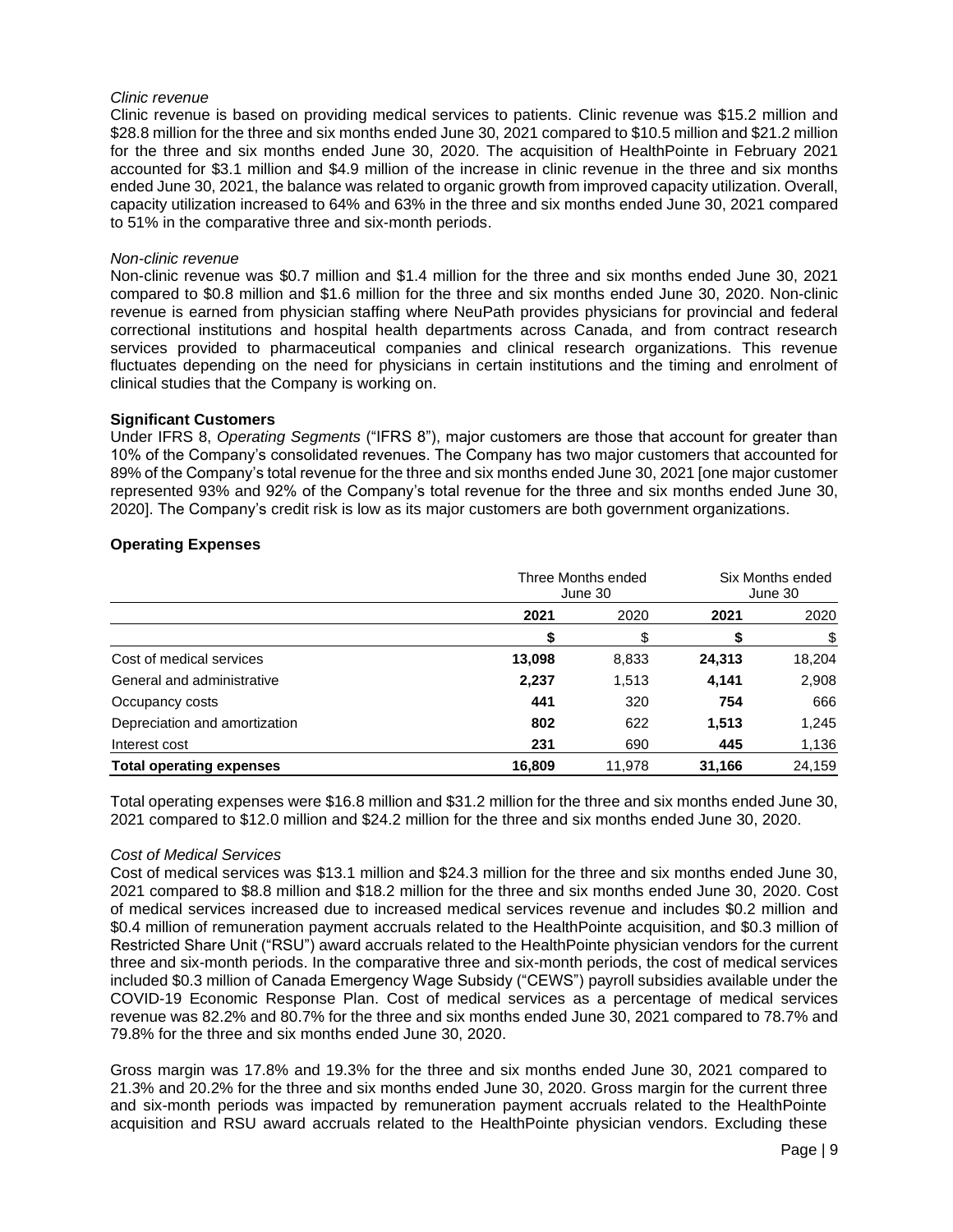*Clinic revenue*

Clinic revenue is based on providing medical services to patients. Clinic revenue was $15.2 million and $28.8 million for the three and six months ended June 30, 2021 compared to $10.5 million and $21.2 million for the three and six months ended June 30, 2020. The acquisition of HealthPointe in February 2021 accounted for $3.1 million and $4.9 million of the increase in clinic revenue in the three and six months ended June 30, 2021, the balance was related to organic growth from improved capacity utilization. Overall, capacity utilization increased to 64% and 63% in the three and six months ended June 30, 2021 compared to 51% in the comparative three and six-month periods.

*Non-clinic revenue*

Non-clinic revenue was $0.7 million and $1.4 million for the three and six months ended June 30, 2021 compared to $0.8 million and $1.6 million for the three and six months ended June 30, 2020. Non-clinic revenue is earned from physician staffing where NeuPath provides physicians for provincial and federal correctional institutions and hospital health departments across Canada, and from contract research services provided to pharmaceutical companies and clinical research organizations. This revenue fluctuates depending on the need for physicians in certain institutions and the timing and enrolment of clinical studies that the Company is working on.

**Significant Customers**

Under IFRS 8, *Operating Segments* ("IFRS 8"), major customers are those that account for greater than 10% of the Company's consolidated revenues. The Company has two major customers that accounted for 89% of the Company's total revenue for the three and six months ended June 30, 2021 [one major customer represented 93% and 92% of the Company's total revenue for the three and six months ended June 30, 2020]. The Company's credit risk is low as its major customers are both government organizations.

## Operating Expenses

| | Three Months ended June 30 | | Six Months ended June 30 | |
|---|---|---|---|---|
| | **2021** | 2020 | **2021** | 2020 |
| | **$** | $ | **$** | $ |
| Cost of medical services | **13,098** | 8,833 | **24,313** | 18,204 |
| General and administrative | **2,237** | 1,513 | **4,141** | 2,908 |
| Occupancy costs | **441** | 320 | **754** | 666 |
| Depreciation and amortization | **802** | 622 | **1,513** | 1,245 |
| Interest cost | **231** | 690 | **445** | 1,136 |
| **Total operating expenses** | **16,809** | 11,978 | **31,166** | 24,159 |

Total operating expenses were $16.8 million and $31.2 million for the three and six months ended June 30, 2021 compared to $12.0 million and $24.2 million for the three and six months ended June 30, 2020.

*Cost of Medical Services*

Cost of medical services was $13.1 million and $24.3 million for the three and six months ended June 30, 2021 compared to $8.8 million and $18.2 million for the three and six months ended June 30, 2020. Cost of medical services increased due to increased medical services revenue and includes $0.2 million and $0.4 million of remuneration payment accruals related to the HealthPointe acquisition, and $0.3 million of Restricted Share Unit ("RSU") award accruals related to the HealthPointe physician vendors for the current three and six-month periods. In the comparative three and six-month periods, the cost of medical services included $0.3 million of Canada Emergency Wage Subsidy ("CEWS") payroll subsidies available under the COVID-19 Economic Response Plan. Cost of medical services as a percentage of medical services revenue was 82.2% and 80.7% for the three and six months ended June 30, 2021 compared to 78.7% and 79.8% for the three and six months ended June 30, 2020.

Gross margin was 17.8% and 19.3% for the three and six months ended June 30, 2021 compared to 21.3% and 20.2% for the three and six months ended June 30, 2020. Gross margin for the current three and six-month periods was impacted by remuneration payment accruals related to the HealthPointe acquisition and RSU award accruals related to the HealthPointe physician vendors. Excluding these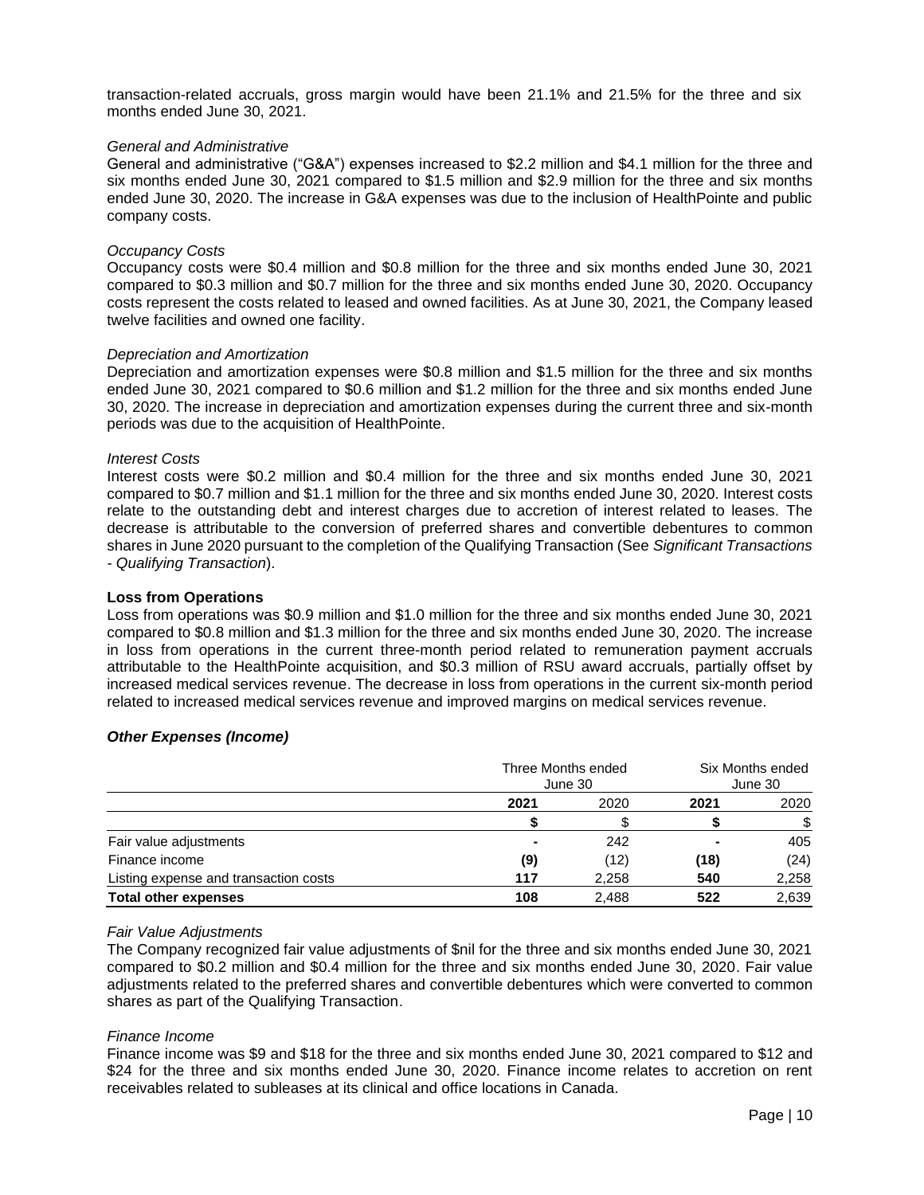transaction-related accruals, gross margin would have been 21.1% and 21.5% for the three and six months ended June 30, 2021.

*General and Administrative*

General and administrative ("G&A") expenses increased to $2.2 million and $4.1 million for the three and six months ended June 30, 2021 compared to $1.5 million and $2.9 million for the three and six months ended June 30, 2020. The increase in G&A expenses was due to the inclusion of HealthPointe and public company costs.

*Occupancy Costs*

Occupancy costs were $0.4 million and $0.8 million for the three and six months ended June 30, 2021 compared to $0.3 million and $0.7 million for the three and six months ended June 30, 2020. Occupancy costs represent the costs related to leased and owned facilities. As at June 30, 2021, the Company leased twelve facilities and owned one facility.

*Depreciation and Amortization*

Depreciation and amortization expenses were $0.8 million and $1.5 million for the three and six months ended June 30, 2021 compared to $0.6 million and $1.2 million for the three and six months ended June 30, 2020. The increase in depreciation and amortization expenses during the current three and six-month periods was due to the acquisition of HealthPointe.

*Interest Costs*

Interest costs were $0.2 million and $0.4 million for the three and six months ended June 30, 2021 compared to $0.7 million and $1.1 million for the three and six months ended June 30, 2020. Interest costs relate to the outstanding debt and interest charges due to accretion of interest related to leases. The decrease is attributable to the conversion of preferred shares and convertible debentures to common shares in June 2020 pursuant to the completion of the Qualifying Transaction (See *Significant Transactions - Qualifying Transaction*).

**Loss from Operations**

Loss from operations was $0.9 million and $1.0 million for the three and six months ended June 30, 2021 compared to $0.8 million and $1.3 million for the three and six months ended June 30, 2020. The increase in loss from operations in the current three-month period related to remuneration payment accruals attributable to the HealthPointe acquisition, and $0.3 million of RSU award accruals, partially offset by increased medical services revenue. The decrease in loss from operations in the current six-month period related to increased medical services revenue and improved margins on medical services revenue.

***Other Expenses (Income)***

| | Three Months ended June 30 | | Six Months ended June 30 | |
|---|---|---|---|---|
| | **2021** | 2020 | **2021** | 2020 |
| | **$** | $ | **$** | $ |
| Fair value adjustments | **-** | 242 | **-** | 405 |
| Finance income | **(9)** | (12) | **(18)** | (24) |
| Listing expense and transaction costs | **117** | 2,258 | **540** | 2,258 |
| **Total other expenses** | **108** | 2,488 | **522** | 2,639 |

*Fair Value Adjustments*

The Company recognized fair value adjustments of $nil for the three and six months ended June 30, 2021 compared to $0.2 million and $0.4 million for the three and six months ended June 30, 2020. Fair value adjustments related to the preferred shares and convertible debentures which were converted to common shares as part of the Qualifying Transaction.

*Finance Income*

Finance income was $9 and $18 for the three and six months ended June 30, 2021 compared to $12 and $24 for the three and six months ended June 30, 2020. Finance income relates to accretion on rent receivables related to subleases at its clinical and office locations in Canada.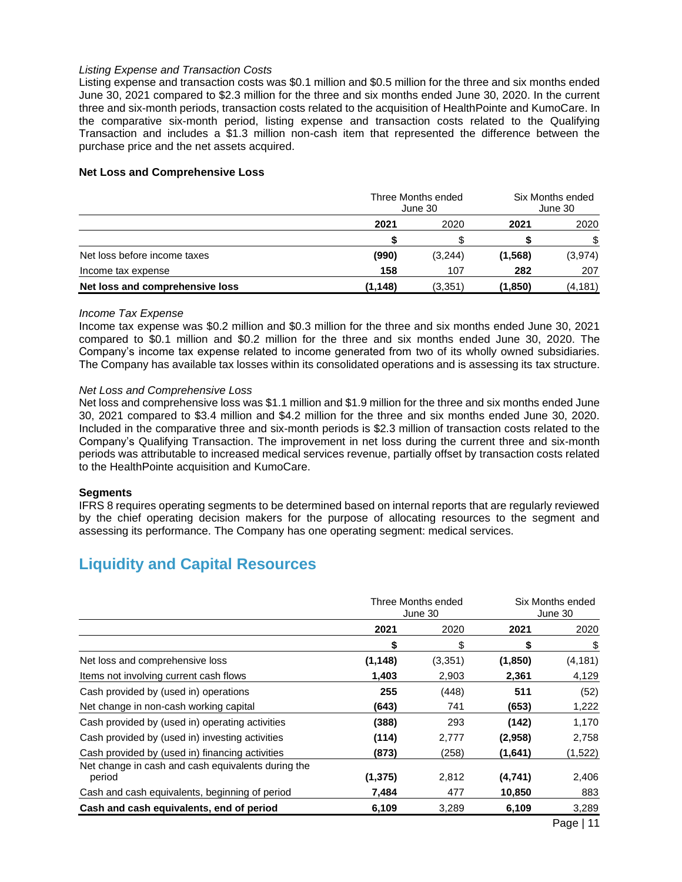*Listing Expense and Transaction Costs*

Listing expense and transaction costs was $0.1 million and $0.5 million for the three and six months ended June 30, 2021 compared to $2.3 million for the three and six months ended June 30, 2020. In the current three and six-month periods, transaction costs related to the acquisition of HealthPointe and KumoCare. In the comparative six-month period, listing expense and transaction costs related to the Qualifying Transaction and includes a $1.3 million non-cash item that represented the difference between the purchase price and the net assets acquired.

**Net Loss and Comprehensive Loss**

| | Three Months ended June 30 | | Six Months ended June 30 | |
|---|---|---|---|---|
| | **2021** | 2020 | **2021** | 2020 |
| | **$** | $ | **$** | $ |
| Net loss before income taxes | **(990)** | (3,244) | **(1,568)** | (3,974) |
| Income tax expense | **158** | 107 | **282** | 207 |
| **Net loss and comprehensive loss** | **(1,148)** | (3,351) | **(1,850)** | (4,181) |

*Income Tax Expense*

Income tax expense was $0.2 million and $0.3 million for the three and six months ended June 30, 2021 compared to $0.1 million and $0.2 million for the three and six months ended June 30, 2020. The Company's income tax expense related to income generated from two of its wholly owned subsidiaries. The Company has available tax losses within its consolidated operations and is assessing its tax structure.

*Net Loss and Comprehensive Loss*

Net loss and comprehensive loss was $1.1 million and $1.9 million for the three and six months ended June 30, 2021 compared to $3.4 million and $4.2 million for the three and six months ended June 30, 2020. Included in the comparative three and six-month periods is $2.3 million of transaction costs related to the Company's Qualifying Transaction. The improvement in net loss during the current three and six-month periods was attributable to increased medical services revenue, partially offset by transaction costs related to the HealthPointe acquisition and KumoCare.

**Segments**

IFRS 8 requires operating segments to be determined based on internal reports that are regularly reviewed by the chief operating decision makers for the purpose of allocating resources to the segment and assessing its performance. The Company has one operating segment: medical services.

## Liquidity and Capital Resources

| | Three Months ended June 30 | | Six Months ended June 30 | |
|---|---|---|---|---|
| | **2021** | 2020 | **2021** | 2020 |
| | **$** | $ | **$** | $ |
| Net loss and comprehensive loss | **(1,148)** | (3,351) | **(1,850)** | (4,181) |
| Items not involving current cash flows | **1,403** | 2,903 | **2,361** | 4,129 |
| Cash provided by (used in) operations | **255** | (448) | **511** | (52) |
| Net change in non-cash working capital | **(643)** | 741 | **(653)** | 1,222 |
| Cash provided by (used in) operating activities | **(388)** | 293 | **(142)** | 1,170 |
| Cash provided by (used in) investing activities | **(114)** | 2,777 | **(2,958)** | 2,758 |
| Cash provided by (used in) financing activities | **(873)** | (258) | **(1,641)** | (1,522) |
| Net change in cash and cash equivalents during the period | **(1,375)** | 2,812 | **(4,741)** | 2,406 |
| Cash and cash equivalents, beginning of period | **7,484** | 477 | **10,850** | 883 |
| **Cash and cash equivalents, end of period** | **6,109** | 3,289 | **6,109** | 3,289 |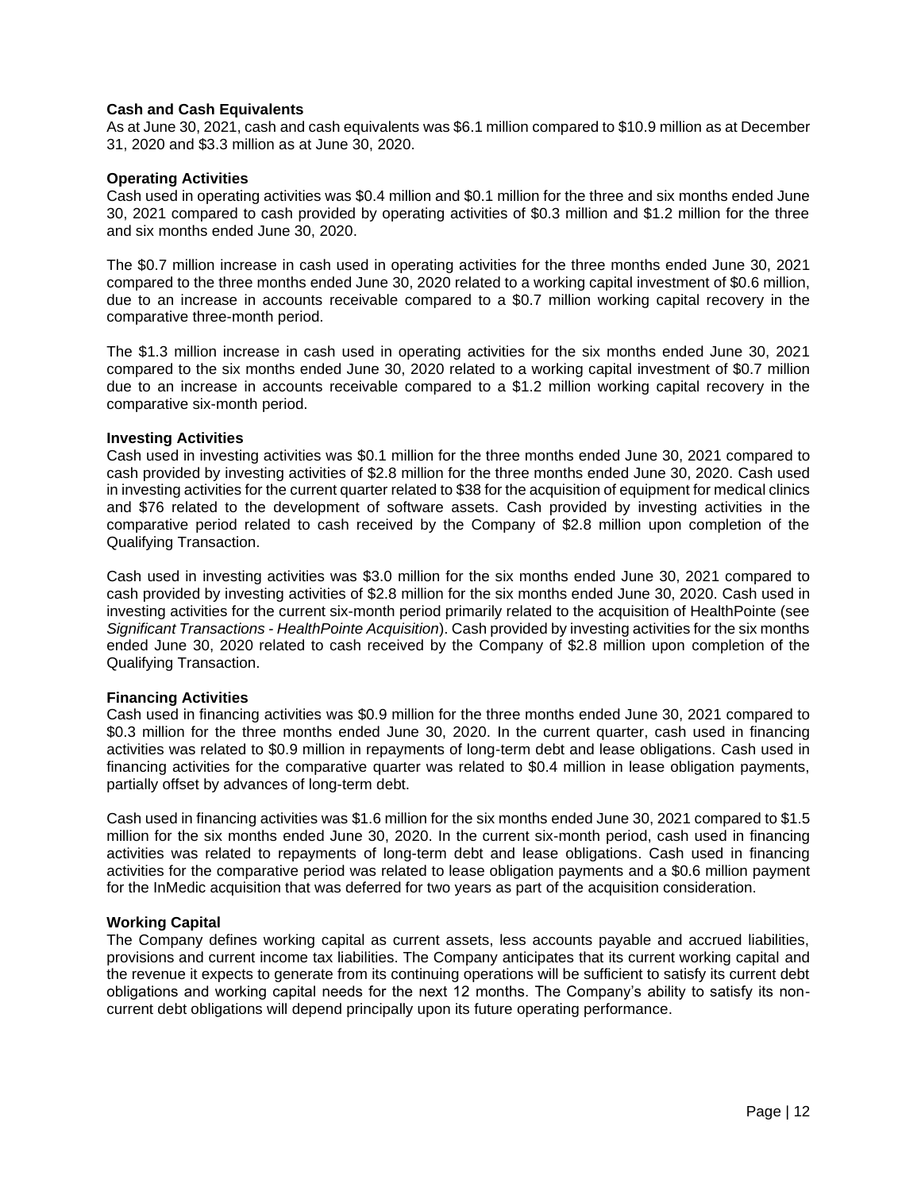**Cash and Cash Equivalents**

As at June 30, 2021, cash and cash equivalents was $6.1 million compared to $10.9 million as at December 31, 2020 and $3.3 million as at June 30, 2020.

**Operating Activities**

Cash used in operating activities was $0.4 million and $0.1 million for the three and six months ended June 30, 2021 compared to cash provided by operating activities of $0.3 million and $1.2 million for the three and six months ended June 30, 2020.

The $0.7 million increase in cash used in operating activities for the three months ended June 30, 2021 compared to the three months ended June 30, 2020 related to a working capital investment of $0.6 million, due to an increase in accounts receivable compared to a $0.7 million working capital recovery in the comparative three-month period.

The $1.3 million increase in cash used in operating activities for the six months ended June 30, 2021 compared to the six months ended June 30, 2020 related to a working capital investment of $0.7 million due to an increase in accounts receivable compared to a $1.2 million working capital recovery in the comparative six-month period.

**Investing Activities**

Cash used in investing activities was $0.1 million for the three months ended June 30, 2021 compared to cash provided by investing activities of $2.8 million for the three months ended June 30, 2020. Cash used in investing activities for the current quarter related to $38 for the acquisition of equipment for medical clinics and $76 related to the development of software assets. Cash provided by investing activities in the comparative period related to cash received by the Company of $2.8 million upon completion of the Qualifying Transaction.

Cash used in investing activities was $3.0 million for the six months ended June 30, 2021 compared to cash provided by investing activities of $2.8 million for the six months ended June 30, 2020. Cash used in investing activities for the current six-month period primarily related to the acquisition of HealthPointe (see *Significant Transactions - HealthPointe Acquisition*). Cash provided by investing activities for the six months ended June 30, 2020 related to cash received by the Company of $2.8 million upon completion of the Qualifying Transaction.

**Financing Activities**

Cash used in financing activities was $0.9 million for the three months ended June 30, 2021 compared to $0.3 million for the three months ended June 30, 2020. In the current quarter, cash used in financing activities was related to $0.9 million in repayments of long-term debt and lease obligations. Cash used in financing activities for the comparative quarter was related to $0.4 million in lease obligation payments, partially offset by advances of long-term debt.

Cash used in financing activities was $1.6 million for the six months ended June 30, 2021 compared to $1.5 million for the six months ended June 30, 2020. In the current six-month period, cash used in financing activities was related to repayments of long-term debt and lease obligations. Cash used in financing activities for the comparative period was related to lease obligation payments and a $0.6 million payment for the InMedic acquisition that was deferred for two years as part of the acquisition consideration.

**Working Capital**

The Company defines working capital as current assets, less accounts payable and accrued liabilities, provisions and current income tax liabilities. The Company anticipates that its current working capital and the revenue it expects to generate from its continuing operations will be sufficient to satisfy its current debt obligations and working capital needs for the next 12 months. The Company's ability to satisfy its non-current debt obligations will depend principally upon its future operating performance.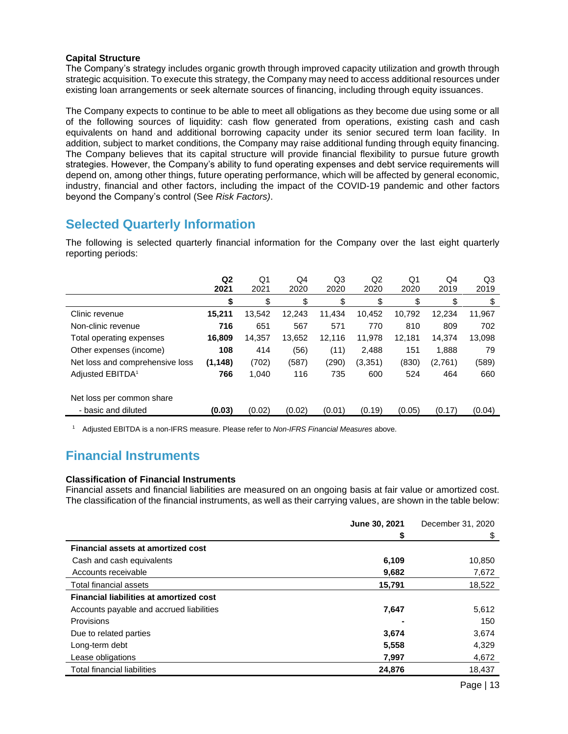**Capital Structure**
The Company's strategy includes organic growth through improved capacity utilization and growth through strategic acquisition. To execute this strategy, the Company may need to access additional resources under existing loan arrangements or seek alternate sources of financing, including through equity issuances.

The Company expects to continue to be able to meet all obligations as they become due using some or all of the following sources of liquidity: cash flow generated from operations, existing cash and cash equivalents on hand and additional borrowing capacity under its senior secured term loan facility. In addition, subject to market conditions, the Company may raise additional funding through equity financing. The Company believes that its capital structure will provide financial flexibility to pursue future growth strategies. However, the Company's ability to fund operating expenses and debt service requirements will depend on, among other things, future operating performance, which will be affected by general economic, industry, financial and other factors, including the impact of the COVID-19 pandemic and other factors beyond the Company's control (See *Risk Factors)*.

## Selected Quarterly Information

The following is selected quarterly financial information for the Company over the last eight quarterly reporting periods:

| | **Q2 2021** | Q1 2021 | Q4 2020 | Q3 2020 | Q2 2020 | Q1 2020 | Q4 2019 | Q3 2019 |
|---|---|---|---|---|---|---|---|---|
| | **$** | $ | $ | $ | $ | $ | $ | $ |
| Clinic revenue | **15,211** | 13,542 | 12,243 | 11,434 | 10,452 | 10,792 | 12,234 | 11,967 |
| Non-clinic revenue | **716** | 651 | 567 | 571 | 770 | 810 | 809 | 702 |
| Total operating expenses | **16,809** | 14,357 | 13,652 | 12,116 | 11,978 | 12,181 | 14,374 | 13,098 |
| Other expenses (income) | **108** | 414 | (56) | (11) | 2,488 | 151 | 1,888 | 79 |
| Net loss and comprehensive loss | **(1,148)** | (702) | (587) | (290) | (3,351) | (830) | (2,761) | (589) |
| Adjusted EBITDA[1] | **766** | 1,040 | 116 | 735 | 600 | 524 | 464 | 660 |
| Net loss per common share - basic and diluted | **(0.03)** | (0.02) | (0.02) | (0.01) | (0.19) | (0.05) | (0.17) | (0.04) |

[1] Adjusted EBITDA is a non-IFRS measure. Please refer to *Non-IFRS Financial Measures* above.

## Financial Instruments

**Classification of Financial Instruments**
Financial assets and financial liabilities are measured on an ongoing basis at fair value or amortized cost. The classification of the financial instruments, as well as their carrying values, are shown in the table below:

| | **June 30, 2021** | December 31, 2020 |
|---|---|---|
| | **$** | $ |
| **Financial assets at amortized cost** | | |
| Cash and cash equivalents | **6,109** | 10,850 |
| Accounts receivable | **9,682** | 7,672 |
| Total financial assets | **15,791** | 18,522 |
| **Financial liabilities at amortized cost** | | |
| Accounts payable and accrued liabilities | **7,647** | 5,612 |
| Provisions | **-** | 150 |
| Due to related parties | **3,674** | 3,674 |
| Long-term debt | **5,558** | 4,329 |
| Lease obligations | **7,997** | 4,672 |
| Total financial liabilities | **24,876** | 18,437 |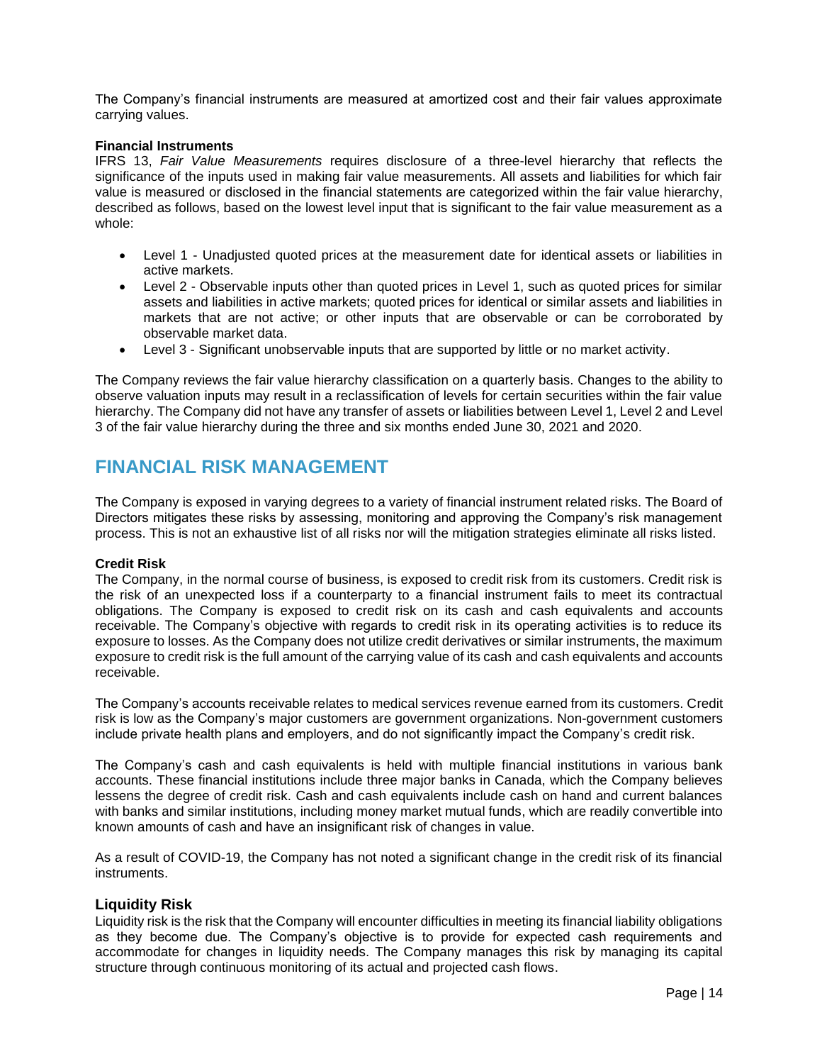The Company's financial instruments are measured at amortized cost and their fair values approximate carrying values.

**Financial Instruments**

IFRS 13, *Fair Value Measurements* requires disclosure of a three-level hierarchy that reflects the significance of the inputs used in making fair value measurements. All assets and liabilities for which fair value is measured or disclosed in the financial statements are categorized within the fair value hierarchy, described as follows, based on the lowest level input that is significant to the fair value measurement as a whole:

- Level 1 - Unadjusted quoted prices at the measurement date for identical assets or liabilities in active markets.
- Level 2 - Observable inputs other than quoted prices in Level 1, such as quoted prices for similar assets and liabilities in active markets; quoted prices for identical or similar assets and liabilities in markets that are not active; or other inputs that are observable or can be corroborated by observable market data.
- Level 3 - Significant unobservable inputs that are supported by little or no market activity.

The Company reviews the fair value hierarchy classification on a quarterly basis. Changes to the ability to observe valuation inputs may result in a reclassification of levels for certain securities within the fair value hierarchy. The Company did not have any transfer of assets or liabilities between Level 1, Level 2 and Level 3 of the fair value hierarchy during the three and six months ended June 30, 2021 and 2020.

# FINANCIAL RISK MANAGEMENT

The Company is exposed in varying degrees to a variety of financial instrument related risks. The Board of Directors mitigates these risks by assessing, monitoring and approving the Company's risk management process. This is not an exhaustive list of all risks nor will the mitigation strategies eliminate all risks listed.

**Credit Risk**

The Company, in the normal course of business, is exposed to credit risk from its customers. Credit risk is the risk of an unexpected loss if a counterparty to a financial instrument fails to meet its contractual obligations. The Company is exposed to credit risk on its cash and cash equivalents and accounts receivable. The Company's objective with regards to credit risk in its operating activities is to reduce its exposure to losses. As the Company does not utilize credit derivatives or similar instruments, the maximum exposure to credit risk is the full amount of the carrying value of its cash and cash equivalents and accounts receivable.

The Company's accounts receivable relates to medical services revenue earned from its customers. Credit risk is low as the Company's major customers are government organizations. Non-government customers include private health plans and employers, and do not significantly impact the Company's credit risk.

The Company's cash and cash equivalents is held with multiple financial institutions in various bank accounts. These financial institutions include three major banks in Canada, which the Company believes lessens the degree of credit risk. Cash and cash equivalents include cash on hand and current balances with banks and similar institutions, including money market mutual funds, which are readily convertible into known amounts of cash and have an insignificant risk of changes in value.

As a result of COVID-19, the Company has not noted a significant change in the credit risk of its financial instruments.

## Liquidity Risk

Liquidity risk is the risk that the Company will encounter difficulties in meeting its financial liability obligations as they become due. The Company's objective is to provide for expected cash requirements and accommodate for changes in liquidity needs. The Company manages this risk by managing its capital structure through continuous monitoring of its actual and projected cash flows.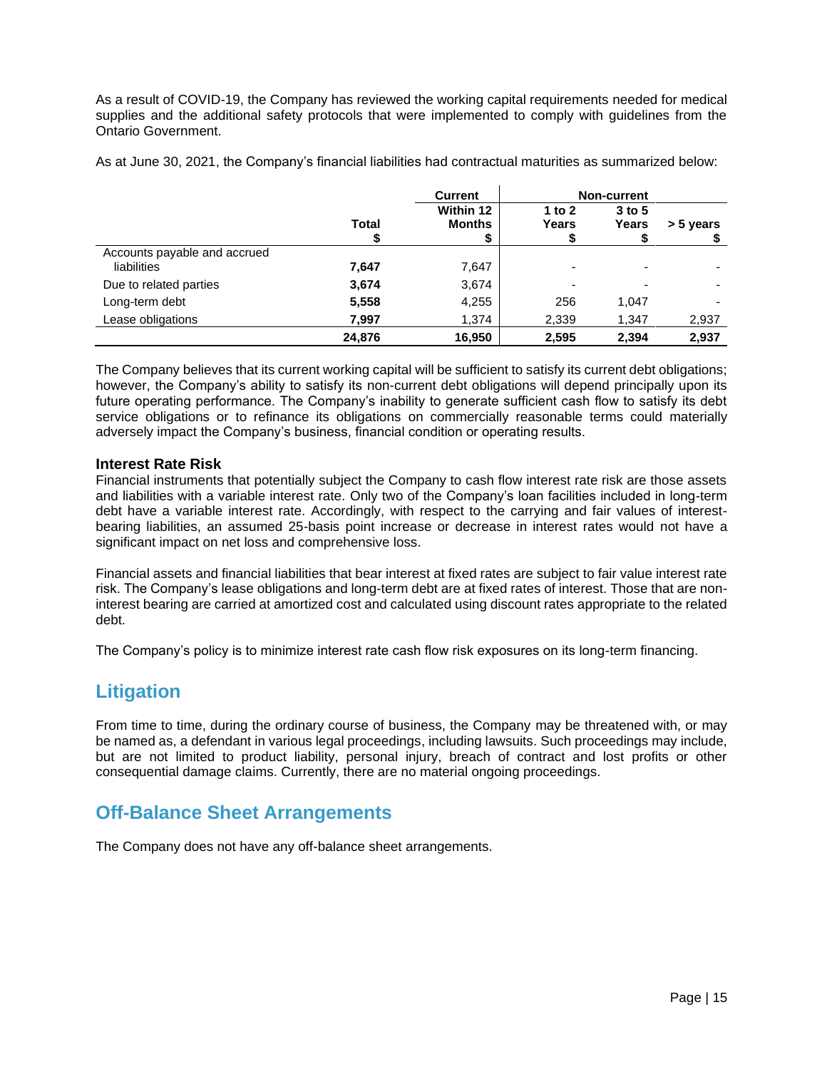As a result of COVID-19, the Company has reviewed the working capital requirements needed for medical supplies and the additional safety protocols that were implemented to comply with guidelines from the Ontario Government.

As at June 30, 2021, the Company's financial liabilities had contractual maturities as summarized below:

| | | Current | Non-current | | |
|---|---|---|---|---|---|
| | **Total** $ | **Within 12 Months** $ | **1 to 2 Years** $ | **3 to 5 Years** $ | **> 5 years** $ |
| Accounts payable and accrued liabilities | **7,647** | 7,647 | - | - | - |
| Due to related parties | **3,674** | 3,674 | - | - | - |
| Long-term debt | **5,558** | 4,255 | 256 | 1,047 | - |
| Lease obligations | **7,997** | 1,374 | 2,339 | 1,347 | 2,937 |
| | **24,876** | **16,950** | **2,595** | **2,394** | **2,937** |

The Company believes that its current working capital will be sufficient to satisfy its current debt obligations; however, the Company's ability to satisfy its non-current debt obligations will depend principally upon its future operating performance. The Company's inability to generate sufficient cash flow to satisfy its debt service obligations or to refinance its obligations on commercially reasonable terms could materially adversely impact the Company's business, financial condition or operating results.

### Interest Rate Risk

Financial instruments that potentially subject the Company to cash flow interest rate risk are those assets and liabilities with a variable interest rate. Only two of the Company's loan facilities included in long-term debt have a variable interest rate. Accordingly, with respect to the carrying and fair values of interest-bearing liabilities, an assumed 25-basis point increase or decrease in interest rates would not have a significant impact on net loss and comprehensive loss.

Financial assets and financial liabilities that bear interest at fixed rates are subject to fair value interest rate risk. The Company's lease obligations and long-term debt are at fixed rates of interest. Those that are non-interest bearing are carried at amortized cost and calculated using discount rates appropriate to the related debt.

The Company's policy is to minimize interest rate cash flow risk exposures on its long-term financing.

## Litigation

From time to time, during the ordinary course of business, the Company may be threatened with, or may be named as, a defendant in various legal proceedings, including lawsuits. Such proceedings may include, but are not limited to product liability, personal injury, breach of contract and lost profits or other consequential damage claims. Currently, there are no material ongoing proceedings.

## Off-Balance Sheet Arrangements

The Company does not have any off-balance sheet arrangements.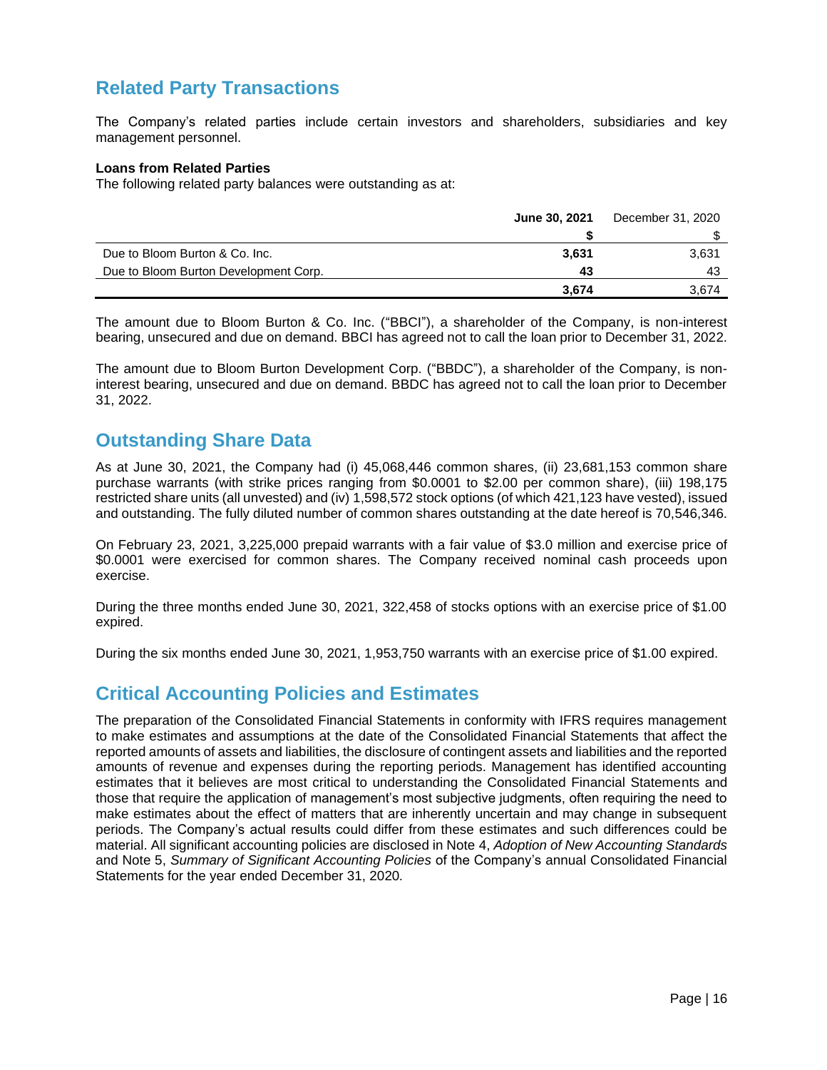## Related Party Transactions

The Company's related parties include certain investors and shareholders, subsidiaries and key management personnel.

**Loans from Related Parties**
The following related party balances were outstanding as at:

| | **June 30, 2021** | December 31, 2020 |
|---|---|---|
| | **$** | $ |
| Due to Bloom Burton & Co. Inc. | **3,631** | 3,631 |
| Due to Bloom Burton Development Corp. | **43** | 43 |
| | **3,674** | 3,674 |

The amount due to Bloom Burton & Co. Inc. ("BBCI"), a shareholder of the Company, is non-interest bearing, unsecured and due on demand. BBCI has agreed not to call the loan prior to December 31, 2022.

The amount due to Bloom Burton Development Corp. ("BBDC"), a shareholder of the Company, is non-interest bearing, unsecured and due on demand. BBDC has agreed not to call the loan prior to December 31, 2022.

## Outstanding Share Data

As at June 30, 2021, the Company had (i) 45,068,446 common shares, (ii) 23,681,153 common share purchase warrants (with strike prices ranging from $0.0001 to $2.00 per common share), (iii) 198,175 restricted share units (all unvested) and (iv) 1,598,572 stock options (of which 421,123 have vested), issued and outstanding. The fully diluted number of common shares outstanding at the date hereof is 70,546,346.

On February 23, 2021, 3,225,000 prepaid warrants with a fair value of $3.0 million and exercise price of $0.0001 were exercised for common shares. The Company received nominal cash proceeds upon exercise.

During the three months ended June 30, 2021, 322,458 of stocks options with an exercise price of $1.00 expired.

During the six months ended June 30, 2021, 1,953,750 warrants with an exercise price of $1.00 expired.

## Critical Accounting Policies and Estimates

The preparation of the Consolidated Financial Statements in conformity with IFRS requires management to make estimates and assumptions at the date of the Consolidated Financial Statements that affect the reported amounts of assets and liabilities, the disclosure of contingent assets and liabilities and the reported amounts of revenue and expenses during the reporting periods. Management has identified accounting estimates that it believes are most critical to understanding the Consolidated Financial Statements and those that require the application of management's most subjective judgments, often requiring the need to make estimates about the effect of matters that are inherently uncertain and may change in subsequent periods. The Company's actual results could differ from these estimates and such differences could be material. All significant accounting policies are disclosed in Note 4, *Adoption of New Accounting Standards* and Note 5, *Summary of Significant Accounting Policies* of the Company's annual Consolidated Financial Statements for the year ended December 31, 2020.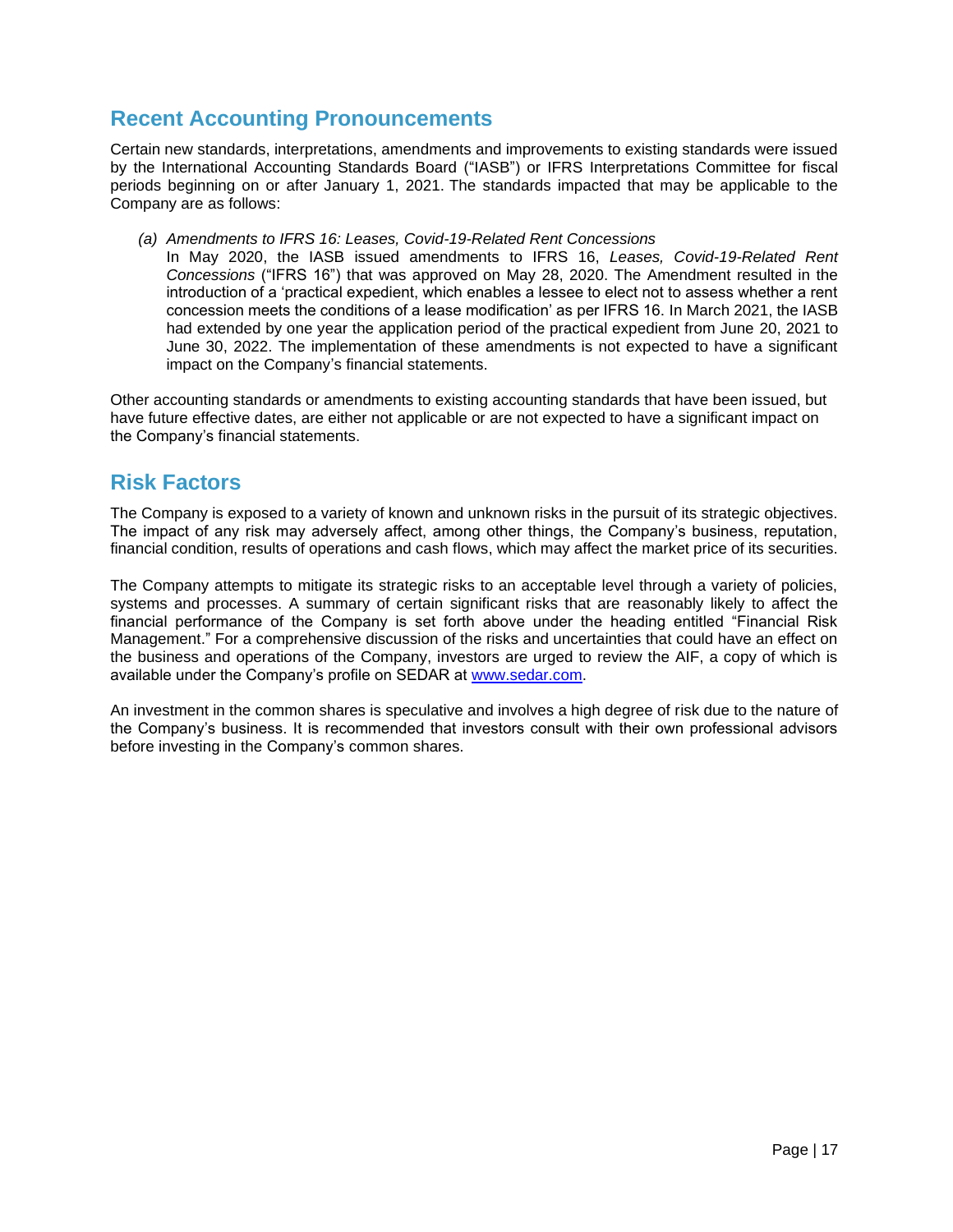## Recent Accounting Pronouncements

Certain new standards, interpretations, amendments and improvements to existing standards were issued by the International Accounting Standards Board ("IASB") or IFRS Interpretations Committee for fiscal periods beginning on or after January 1, 2021. The standards impacted that may be applicable to the Company are as follows:

*(a) Amendments to IFRS 16: Leases, Covid-19-Related Rent Concessions*
In May 2020, the IASB issued amendments to IFRS 16, *Leases, Covid-19-Related Rent Concessions* ("IFRS 16") that was approved on May 28, 2020. The Amendment resulted in the introduction of a 'practical expedient, which enables a lessee to elect not to assess whether a rent concession meets the conditions of a lease modification' as per IFRS 16. In March 2021, the IASB had extended by one year the application period of the practical expedient from June 20, 2021 to June 30, 2022. The implementation of these amendments is not expected to have a significant impact on the Company's financial statements.

Other accounting standards or amendments to existing accounting standards that have been issued, but have future effective dates, are either not applicable or are not expected to have a significant impact on the Company's financial statements.

## Risk Factors

The Company is exposed to a variety of known and unknown risks in the pursuit of its strategic objectives. The impact of any risk may adversely affect, among other things, the Company's business, reputation, financial condition, results of operations and cash flows, which may affect the market price of its securities.

The Company attempts to mitigate its strategic risks to an acceptable level through a variety of policies, systems and processes. A summary of certain significant risks that are reasonably likely to affect the financial performance of the Company is set forth above under the heading entitled "Financial Risk Management." For a comprehensive discussion of the risks and uncertainties that could have an effect on the business and operations of the Company, investors are urged to review the AIF, a copy of which is available under the Company's profile on SEDAR at www.sedar.com.

An investment in the common shares is speculative and involves a high degree of risk due to the nature of the Company's business. It is recommended that investors consult with their own professional advisors before investing in the Company's common shares.